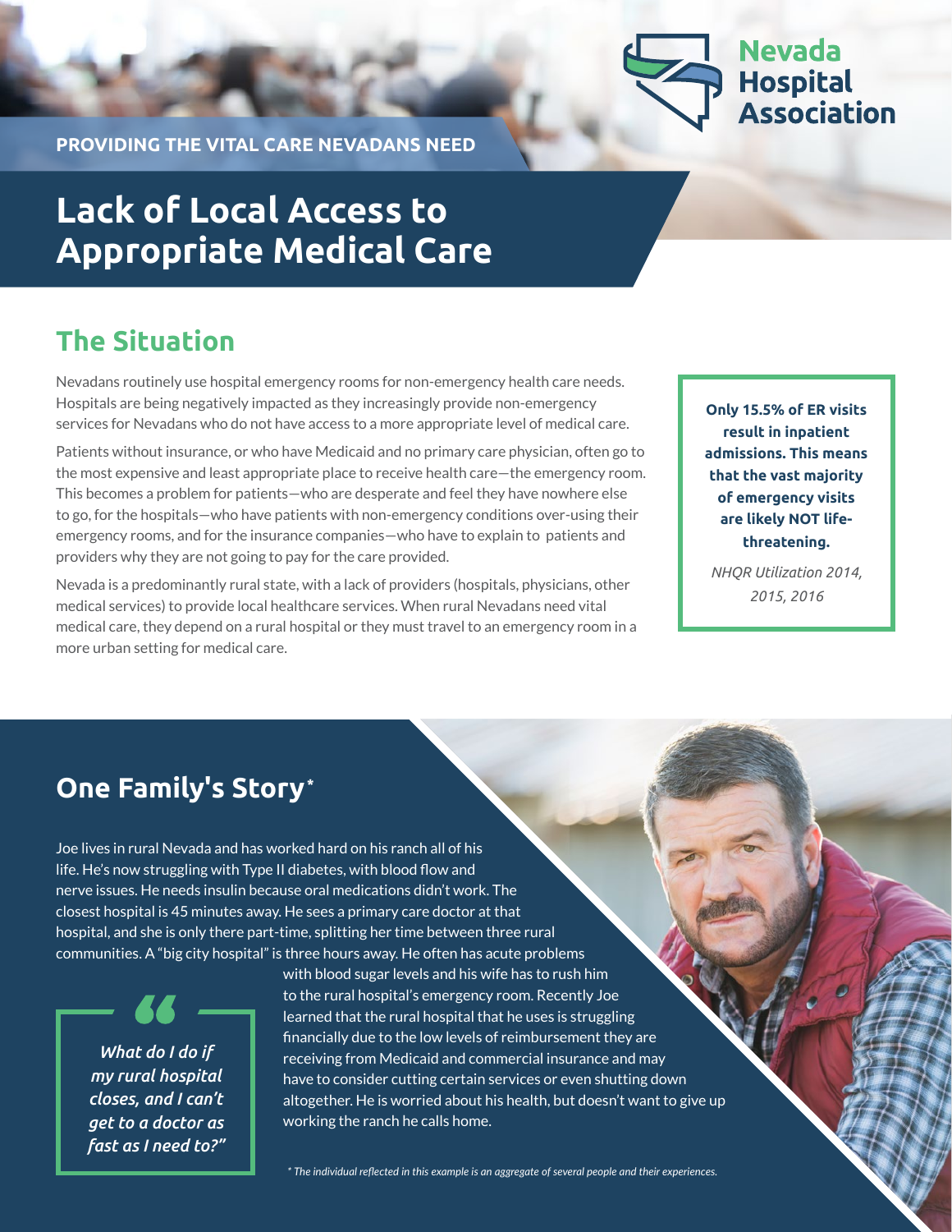Nevada Hospital Association

PROVIDING THE VITAL CARE NEVADANS NEED

# Lack of Local Access to Appropriate Medical Care

## The Situation

Nevadans routinely use hospital emergency rooms for non-emergency health care needs. Hospitals are being negatively impacted as they increasingly provide non-emergency services for Nevadans who do not have access to a more appropriate level of medical care.

Patients without insurance, or who have Medicaid and no primary care physician, often go to the most expensive and least appropriate place to receive health care—the emergency room. This becomes a problem for patients—who are desperate and feel they have nowhere else to go, for the hospitals—who have patients with non-emergency conditions over-using their emergency rooms, and for the insurance companies—who have to explain to patients and providers why they are not going to pay for the care provided.

Nevada is a predominantly rural state, with a lack of providers (hospitals, physicians, other medical services) to provide local healthcare services. When rural Nevadans need vital medical care, they depend on a rural hospital or they must travel to an emergency room in a more urban setting for medical care.

**Only 15.5% of ER visits result in inpatient admissions. This means that the vast majority of emergency visits are likely NOT life-threatening.**

*NHQR Utilization 2014, 2015, 2016*

## One Family's Story*

Joe lives in rural Nevada and has worked hard on his ranch all of his life. He's now struggling with Type II diabetes, with blood flow and nerve issues. He needs insulin because oral medications didn't work. The closest hospital is 45 minutes away. He sees a primary care doctor at that hospital, and she is only there part-time, splitting her time between three rural communities. A "big city hospital" is three hours away. He often has acute problems with blood sugar levels and his wife has to rush him to the rural hospital's emergency room. Recently Joe learned that the rural hospital that he uses is struggling financially due to the low levels of reimbursement they are receiving from Medicaid and commercial insurance and may have to consider cutting certain services or even shutting down altogether. He is worried about his health, but doesn't want to give up working the ranch he calls home.

> *"What do I do if my rural hospital closes, and I can't get to a doctor as fast as I need to?"*

*\* The individual reflected in this example is an aggregate of several people and their experiences.*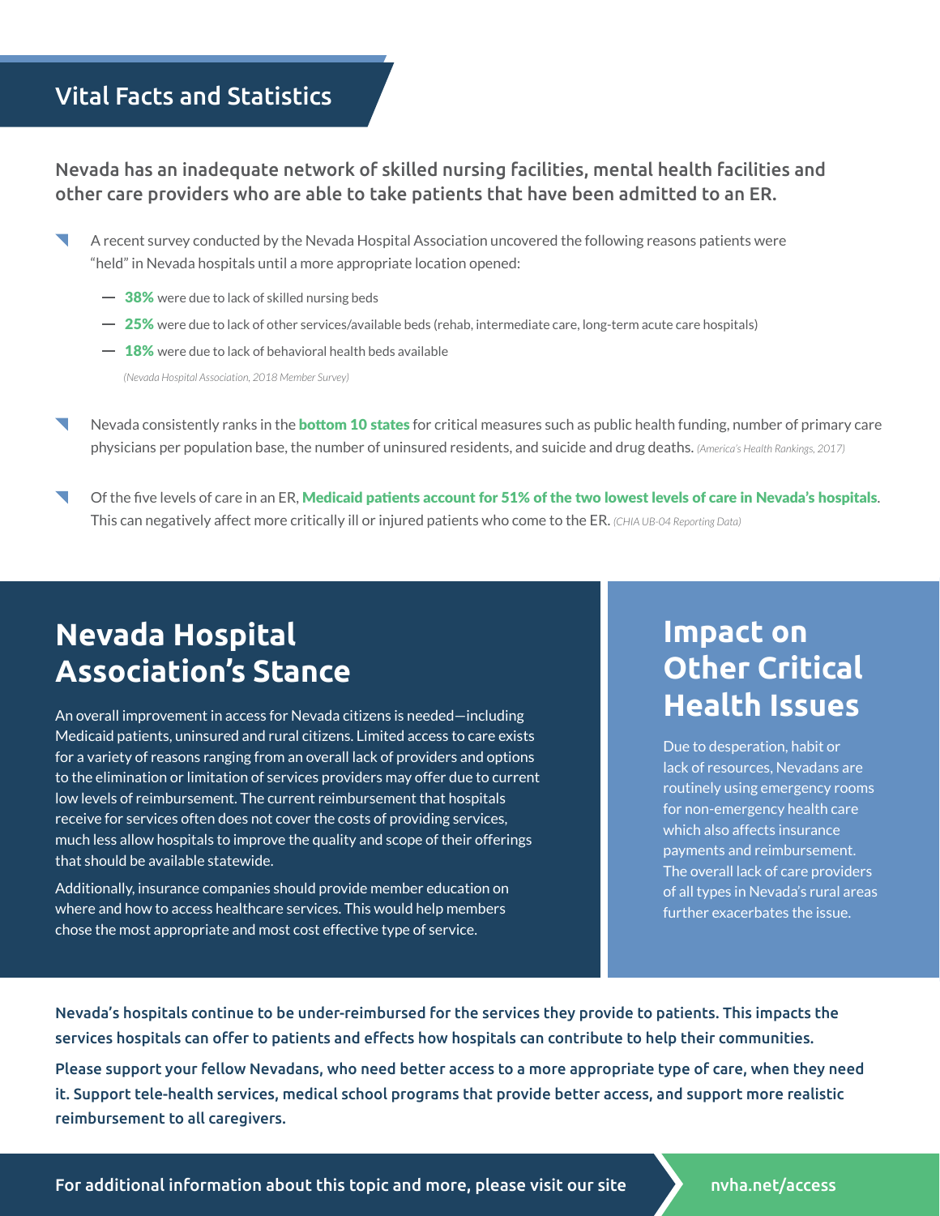## Vital Facts and Statistics

**Nevada has an inadequate network of skilled nursing facilities, mental health facilities and other care providers who are able to take patients that have been admitted to an ER.**

- A recent survey conducted by the Nevada Hospital Association uncovered the following reasons patients were "held" in Nevada hospitals until a more appropriate location opened:
  - **38%** were due to lack of skilled nursing beds
  - **25%** were due to lack of other services/available beds (rehab, intermediate care, long-term acute care hospitals)
  - **18%** were due to lack of behavioral health beds available

  *(Nevada Hospital Association, 2018 Member Survey)*

- Nevada consistently ranks in the **bottom 10 states** for critical measures such as public health funding, number of primary care physicians per population base, the number of uninsured residents, and suicide and drug deaths. *(America's Health Rankings, 2017)*

- Of the five levels of care in an ER, **Medicaid patients account for 51% of the two lowest levels of care in Nevada's hospitals**. This can negatively affect more critically ill or injured patients who come to the ER. *(CHIA UB-04 Reporting Data)*

## Nevada Hospital Association's Stance

An overall improvement in access for Nevada citizens is needed—including Medicaid patients, uninsured and rural citizens. Limited access to care exists for a variety of reasons ranging from an overall lack of providers and options to the elimination or limitation of services providers may offer due to current low levels of reimbursement. The current reimbursement that hospitals receive for services often does not cover the costs of providing services, much less allow hospitals to improve the quality and scope of their offerings that should be available statewide.

Additionally, insurance companies should provide member education on where and how to access healthcare services. This would help members chose the most appropriate and most cost effective type of service.

## Impact on Other Critical Health Issues

Due to desperation, habit or lack of resources, Nevadans are routinely using emergency rooms for non-emergency health care which also affects insurance payments and reimbursement. The overall lack of care providers of all types in Nevada's rural areas further exacerbates the issue.

**Nevada's hospitals continue to be under-reimbursed for the services they provide to patients. This impacts the services hospitals can offer to patients and effects how hospitals can contribute to help their communities.**

**Please support your fellow Nevadans, who need better access to a more appropriate type of care, when they need it. Support tele-health services, medical school programs that provide better access, and support more realistic reimbursement to all caregivers.**

**For additional information about this topic and more, please visit our site** **nvha.net/access**